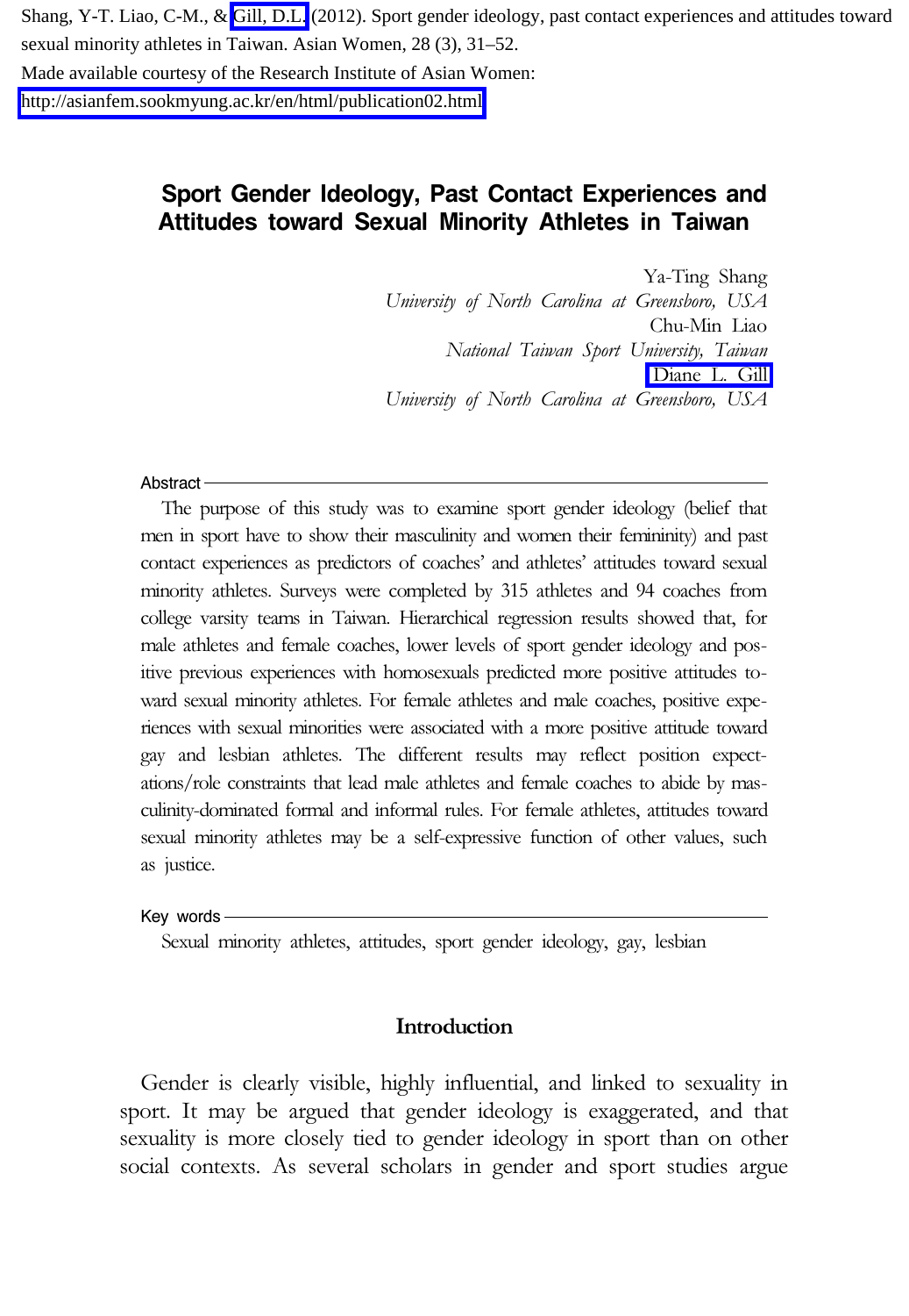Shang, Y-T. Liao, C-M., & Gill, D.L. (2012). Sport gender ideology, past contact experiences and attitudes toward sexual minority athletes in Taiwan. Asian Women, 28 (3), 31–52.

Made available courtesy of the Research Institute of Asian Women: http://asianfem.sookmyung.ac.kr/en/html/publication02.html

# Sport Gender Ideology, Past Contact Experiences and Attitudes toward Sexual Minority Athletes in Taiwan

Ya-Ting Shang
*University of North Carolina at Greensboro, USA*

Chu-Min Liao
*National Taiwan Sport University, Taiwan*

Diane L. Gill
*University of North Carolina at Greensboro, USA*

## Abstract

The purpose of this study was to examine sport gender ideology (belief that men in sport have to show their masculinity and women their femininity) and past contact experiences as predictors of coaches' and athletes' attitudes toward sexual minority athletes. Surveys were completed by 315 athletes and 94 coaches from college varsity teams in Taiwan. Hierarchical regression results showed that, for male athletes and female coaches, lower levels of sport gender ideology and positive previous experiences with homosexuals predicted more positive attitudes toward sexual minority athletes. For female athletes and male coaches, positive experiences with sexual minorities were associated with a more positive attitude toward gay and lesbian athletes. The different results may reflect position expectations/role constraints that lead male athletes and female coaches to abide by masculinity-dominated formal and informal rules. For female athletes, attitudes toward sexual minority athletes may be a self-expressive function of other values, such as justice.

## Key words

Sexual minority athletes, attitudes, sport gender ideology, gay, lesbian

## Introduction

Gender is clearly visible, highly influential, and linked to sexuality in sport. It may be argued that gender ideology is exaggerated, and that sexuality is more closely tied to gender ideology in sport than on other social contexts. As several scholars in gender and sport studies argue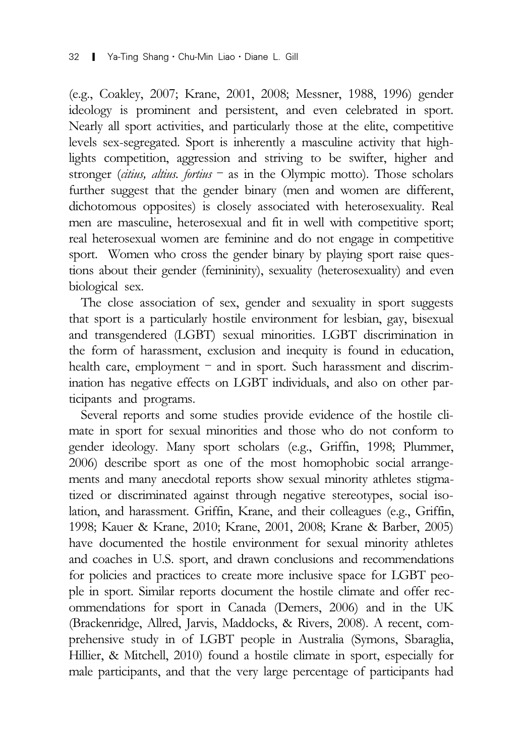(e.g., Coakley, 2007; Krane, 2001, 2008; Messner, 1988, 1996) gender ideology is prominent and persistent, and even celebrated in sport. Nearly all sport activities, and particularly those at the elite, competitive levels sex-segregated. Sport is inherently a masculine activity that highlights competition, aggression and striving to be swifter, higher and stronger (*citius, altius. fortius* – as in the Olympic motto). Those scholars further suggest that the gender binary (men and women are different, dichotomous opposites) is closely associated with heterosexuality. Real men are masculine, heterosexual and fit in well with competitive sport; real heterosexual women are feminine and do not engage in competitive sport. Women who cross the gender binary by playing sport raise questions about their gender (femininity), sexuality (heterosexuality) and even biological sex.

The close association of sex, gender and sexuality in sport suggests that sport is a particularly hostile environment for lesbian, gay, bisexual and transgendered (LGBT) sexual minorities. LGBT discrimination in the form of harassment, exclusion and inequity is found in education, health care, employment – and in sport. Such harassment and discrimination has negative effects on LGBT individuals, and also on other participants and programs.

Several reports and some studies provide evidence of the hostile climate in sport for sexual minorities and those who do not conform to gender ideology. Many sport scholars (e.g., Griffin, 1998; Plummer, 2006) describe sport as one of the most homophobic social arrangements and many anecdotal reports show sexual minority athletes stigmatized or discriminated against through negative stereotypes, social isolation, and harassment. Griffin, Krane, and their colleagues (e.g., Griffin, 1998; Kauer & Krane, 2010; Krane, 2001, 2008; Krane & Barber, 2005) have documented the hostile environment for sexual minority athletes and coaches in U.S. sport, and drawn conclusions and recommendations for policies and practices to create more inclusive space for LGBT people in sport. Similar reports document the hostile climate and offer recommendations for sport in Canada (Demers, 2006) and in the UK (Brackenridge, Allred, Jarvis, Maddocks, & Rivers, 2008). A recent, comprehensive study in of LGBT people in Australia (Symons, Sbaraglia, Hillier, & Mitchell, 2010) found a hostile climate in sport, especially for male participants, and that the very large percentage of participants had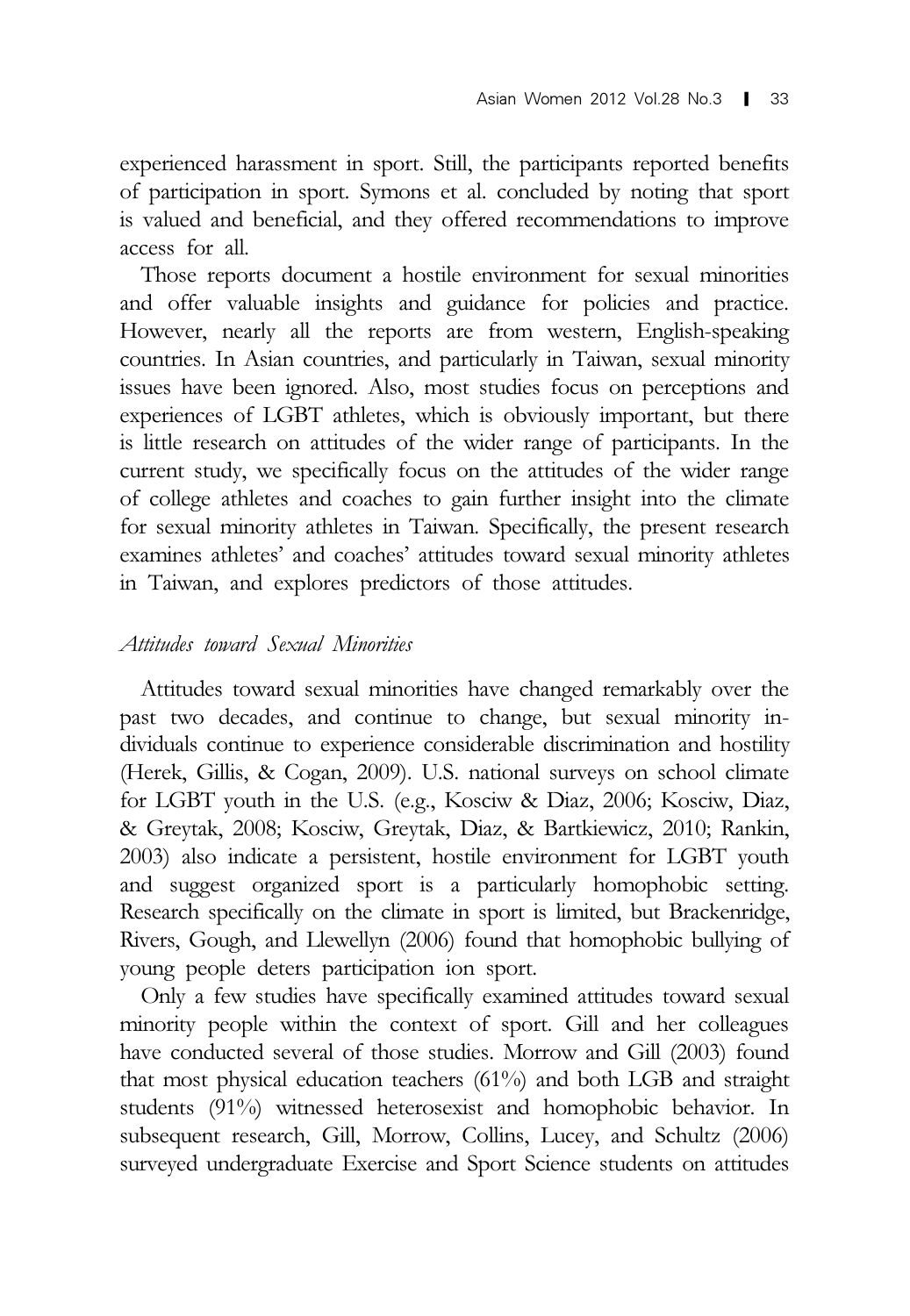experienced harassment in sport. Still, the participants reported benefits of participation in sport. Symons et al. concluded by noting that sport is valued and beneficial, and they offered recommendations to improve access for all.

Those reports document a hostile environment for sexual minorities and offer valuable insights and guidance for policies and practice. However, nearly all the reports are from western, English-speaking countries. In Asian countries, and particularly in Taiwan, sexual minority issues have been ignored. Also, most studies focus on perceptions and experiences of LGBT athletes, which is obviously important, but there is little research on attitudes of the wider range of participants. In the current study, we specifically focus on the attitudes of the wider range of college athletes and coaches to gain further insight into the climate for sexual minority athletes in Taiwan. Specifically, the present research examines athletes' and coaches' attitudes toward sexual minority athletes in Taiwan, and explores predictors of those attitudes.

### *Attitudes toward Sexual Minorities*

Attitudes toward sexual minorities have changed remarkably over the past two decades, and continue to change, but sexual minority individuals continue to experience considerable discrimination and hostility (Herek, Gillis, & Cogan, 2009). U.S. national surveys on school climate for LGBT youth in the U.S. (e.g., Kosciw & Diaz, 2006; Kosciw, Diaz, & Greytak, 2008; Kosciw, Greytak, Diaz, & Bartkiewicz, 2010; Rankin, 2003) also indicate a persistent, hostile environment for LGBT youth and suggest organized sport is a particularly homophobic setting. Research specifically on the climate in sport is limited, but Brackenridge, Rivers, Gough, and Llewellyn (2006) found that homophobic bullying of young people deters participation ion sport.

Only a few studies have specifically examined attitudes toward sexual minority people within the context of sport. Gill and her colleagues have conducted several of those studies. Morrow and Gill (2003) found that most physical education teachers (61%) and both LGB and straight students (91%) witnessed heterosexist and homophobic behavior. In subsequent research, Gill, Morrow, Collins, Lucey, and Schultz (2006) surveyed undergraduate Exercise and Sport Science students on attitudes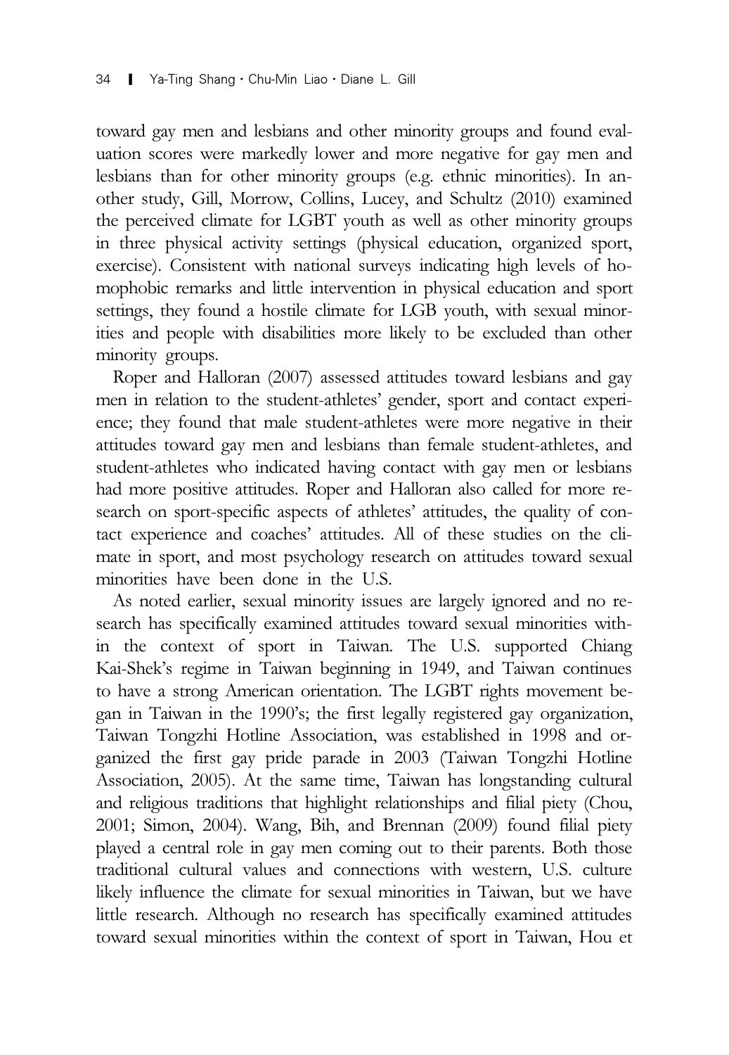toward gay men and lesbians and other minority groups and found evaluation scores were markedly lower and more negative for gay men and lesbians than for other minority groups (e.g. ethnic minorities). In another study, Gill, Morrow, Collins, Lucey, and Schultz (2010) examined the perceived climate for LGBT youth as well as other minority groups in three physical activity settings (physical education, organized sport, exercise). Consistent with national surveys indicating high levels of homophobic remarks and little intervention in physical education and sport settings, they found a hostile climate for LGB youth, with sexual minorities and people with disabilities more likely to be excluded than other minority groups.

Roper and Halloran (2007) assessed attitudes toward lesbians and gay men in relation to the student-athletes' gender, sport and contact experience; they found that male student-athletes were more negative in their attitudes toward gay men and lesbians than female student-athletes, and student-athletes who indicated having contact with gay men or lesbians had more positive attitudes. Roper and Halloran also called for more research on sport-specific aspects of athletes' attitudes, the quality of contact experience and coaches' attitudes. All of these studies on the climate in sport, and most psychology research on attitudes toward sexual minorities have been done in the U.S.

As noted earlier, sexual minority issues are largely ignored and no research has specifically examined attitudes toward sexual minorities within the context of sport in Taiwan. The U.S. supported Chiang Kai-Shek's regime in Taiwan beginning in 1949, and Taiwan continues to have a strong American orientation. The LGBT rights movement began in Taiwan in the 1990's; the first legally registered gay organization, Taiwan Tongzhi Hotline Association, was established in 1998 and organized the first gay pride parade in 2003 (Taiwan Tongzhi Hotline Association, 2005). At the same time, Taiwan has longstanding cultural and religious traditions that highlight relationships and filial piety (Chou, 2001; Simon, 2004). Wang, Bih, and Brennan (2009) found filial piety played a central role in gay men coming out to their parents. Both those traditional cultural values and connections with western, U.S. culture likely influence the climate for sexual minorities in Taiwan, but we have little research. Although no research has specifically examined attitudes toward sexual minorities within the context of sport in Taiwan, Hou et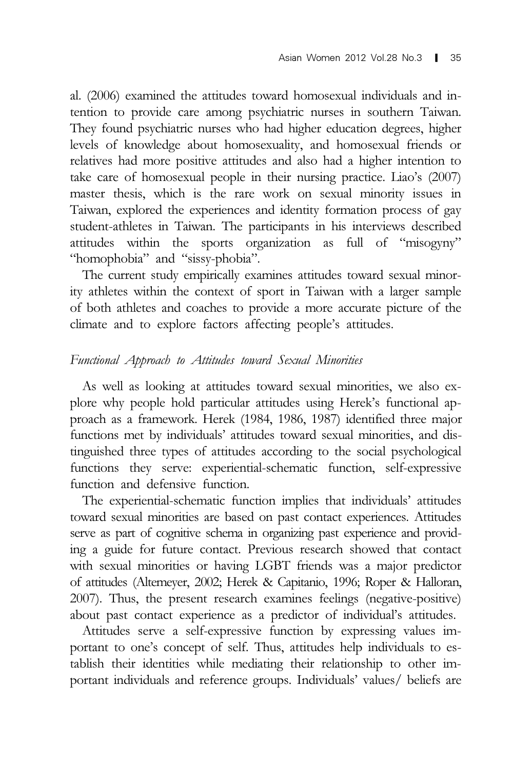al. (2006) examined the attitudes toward homosexual individuals and intention to provide care among psychiatric nurses in southern Taiwan. They found psychiatric nurses who had higher education degrees, higher levels of knowledge about homosexuality, and homosexual friends or relatives had more positive attitudes and also had a higher intention to take care of homosexual people in their nursing practice. Liao's (2007) master thesis, which is the rare work on sexual minority issues in Taiwan, explored the experiences and identity formation process of gay student-athletes in Taiwan. The participants in his interviews described attitudes within the sports organization as full of "misogyny" "homophobia" and "sissy-phobia".

The current study empirically examines attitudes toward sexual minority athletes within the context of sport in Taiwan with a larger sample of both athletes and coaches to provide a more accurate picture of the climate and to explore factors affecting people's attitudes.

### *Functional Approach to Attitudes toward Sexual Minorities*

As well as looking at attitudes toward sexual minorities, we also explore why people hold particular attitudes using Herek's functional approach as a framework. Herek (1984, 1986, 1987) identified three major functions met by individuals' attitudes toward sexual minorities, and distinguished three types of attitudes according to the social psychological functions they serve: experiential-schematic function, self-expressive function and defensive function.

The experiential-schematic function implies that individuals' attitudes toward sexual minorities are based on past contact experiences. Attitudes serve as part of cognitive schema in organizing past experience and providing a guide for future contact. Previous research showed that contact with sexual minorities or having LGBT friends was a major predictor of attitudes (Altemeyer, 2002; Herek & Capitanio, 1996; Roper & Halloran, 2007). Thus, the present research examines feelings (negative-positive) about past contact experience as a predictor of individual's attitudes.

Attitudes serve a self-expressive function by expressing values important to one's concept of self. Thus, attitudes help individuals to establish their identities while mediating their relationship to other important individuals and reference groups. Individuals' values/ beliefs are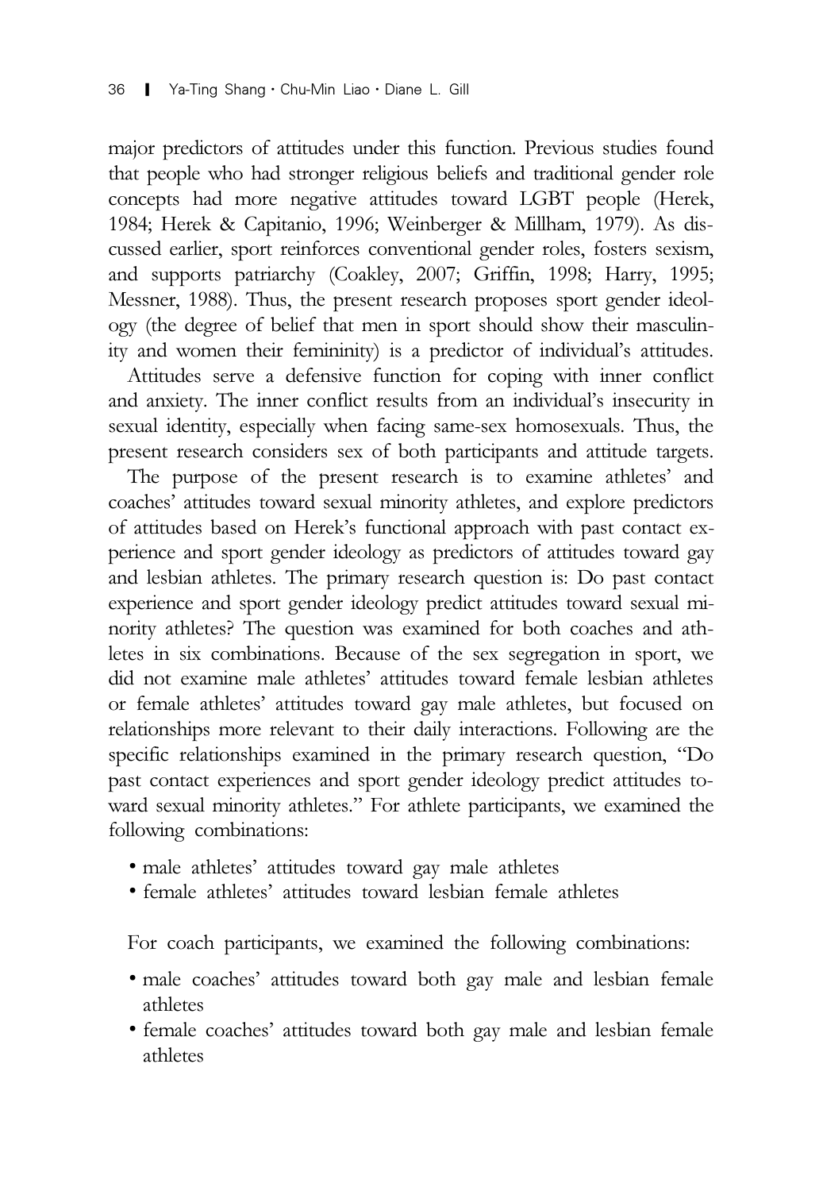major predictors of attitudes under this function. Previous studies found that people who had stronger religious beliefs and traditional gender role concepts had more negative attitudes toward LGBT people (Herek, 1984; Herek & Capitanio, 1996; Weinberger & Millham, 1979). As discussed earlier, sport reinforces conventional gender roles, fosters sexism, and supports patriarchy (Coakley, 2007; Griffin, 1998; Harry, 1995; Messner, 1988). Thus, the present research proposes sport gender ideology (the degree of belief that men in sport should show their masculinity and women their femininity) is a predictor of individual's attitudes.

Attitudes serve a defensive function for coping with inner conflict and anxiety. The inner conflict results from an individual's insecurity in sexual identity, especially when facing same-sex homosexuals. Thus, the present research considers sex of both participants and attitude targets.

The purpose of the present research is to examine athletes' and coaches' attitudes toward sexual minority athletes, and explore predictors of attitudes based on Herek's functional approach with past contact experience and sport gender ideology as predictors of attitudes toward gay and lesbian athletes. The primary research question is: Do past contact experience and sport gender ideology predict attitudes toward sexual minority athletes? The question was examined for both coaches and athletes in six combinations. Because of the sex segregation in sport, we did not examine male athletes' attitudes toward female lesbian athletes or female athletes' attitudes toward gay male athletes, but focused on relationships more relevant to their daily interactions. Following are the specific relationships examined in the primary research question, "Do past contact experiences and sport gender ideology predict attitudes toward sexual minority athletes." For athlete participants, we examined the following combinations:

- male athletes' attitudes toward gay male athletes
- female athletes' attitudes toward lesbian female athletes

For coach participants, we examined the following combinations:

- male coaches' attitudes toward both gay male and lesbian female athletes
- female coaches' attitudes toward both gay male and lesbian female athletes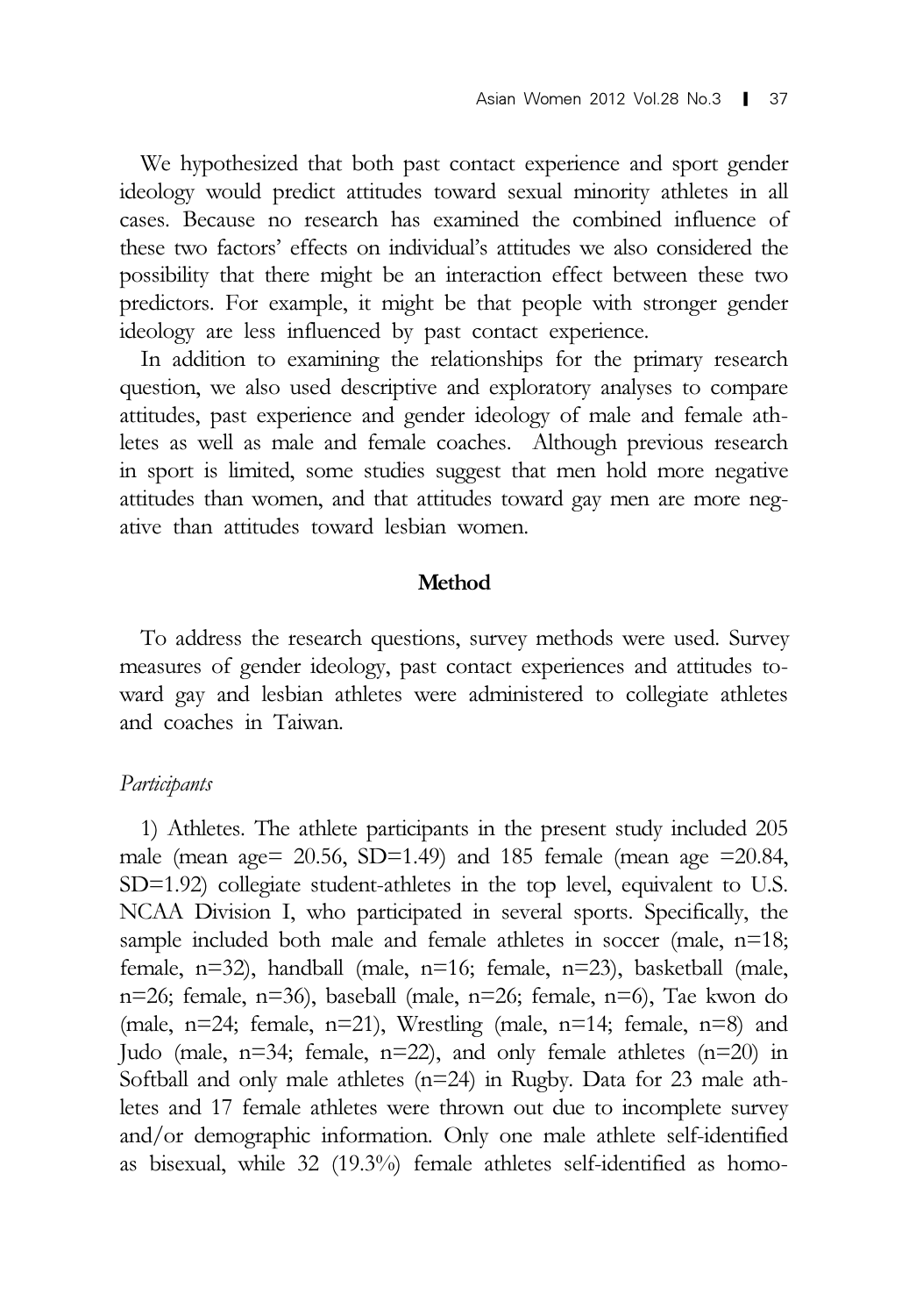We hypothesized that both past contact experience and sport gender ideology would predict attitudes toward sexual minority athletes in all cases. Because no research has examined the combined influence of these two factors' effects on individual's attitudes we also considered the possibility that there might be an interaction effect between these two predictors. For example, it might be that people with stronger gender ideology are less influenced by past contact experience.

In addition to examining the relationships for the primary research question, we also used descriptive and exploratory analyses to compare attitudes, past experience and gender ideology of male and female athletes as well as male and female coaches. Although previous research in sport is limited, some studies suggest that men hold more negative attitudes than women, and that attitudes toward gay men are more negative than attitudes toward lesbian women.

## Method

To address the research questions, survey methods were used. Survey measures of gender ideology, past contact experiences and attitudes toward gay and lesbian athletes were administered to collegiate athletes and coaches in Taiwan.

### *Participants*

1) Athletes. The athlete participants in the present study included 205 male (mean age= 20.56, SD=1.49) and 185 female (mean age =20.84, SD=1.92) collegiate student-athletes in the top level, equivalent to U.S. NCAA Division I, who participated in several sports. Specifically, the sample included both male and female athletes in soccer (male, n=18; female, n=32), handball (male, n=16; female, n=23), basketball (male, n=26; female, n=36), baseball (male, n=26; female, n=6), Tae kwon do (male, n=24; female, n=21), Wrestling (male, n=14; female, n=8) and Judo (male, n=34; female, n=22), and only female athletes (n=20) in Softball and only male athletes (n=24) in Rugby. Data for 23 male athletes and 17 female athletes were thrown out due to incomplete survey and/or demographic information. Only one male athlete self-identified as bisexual, while 32 (19.3%) female athletes self-identified as homo-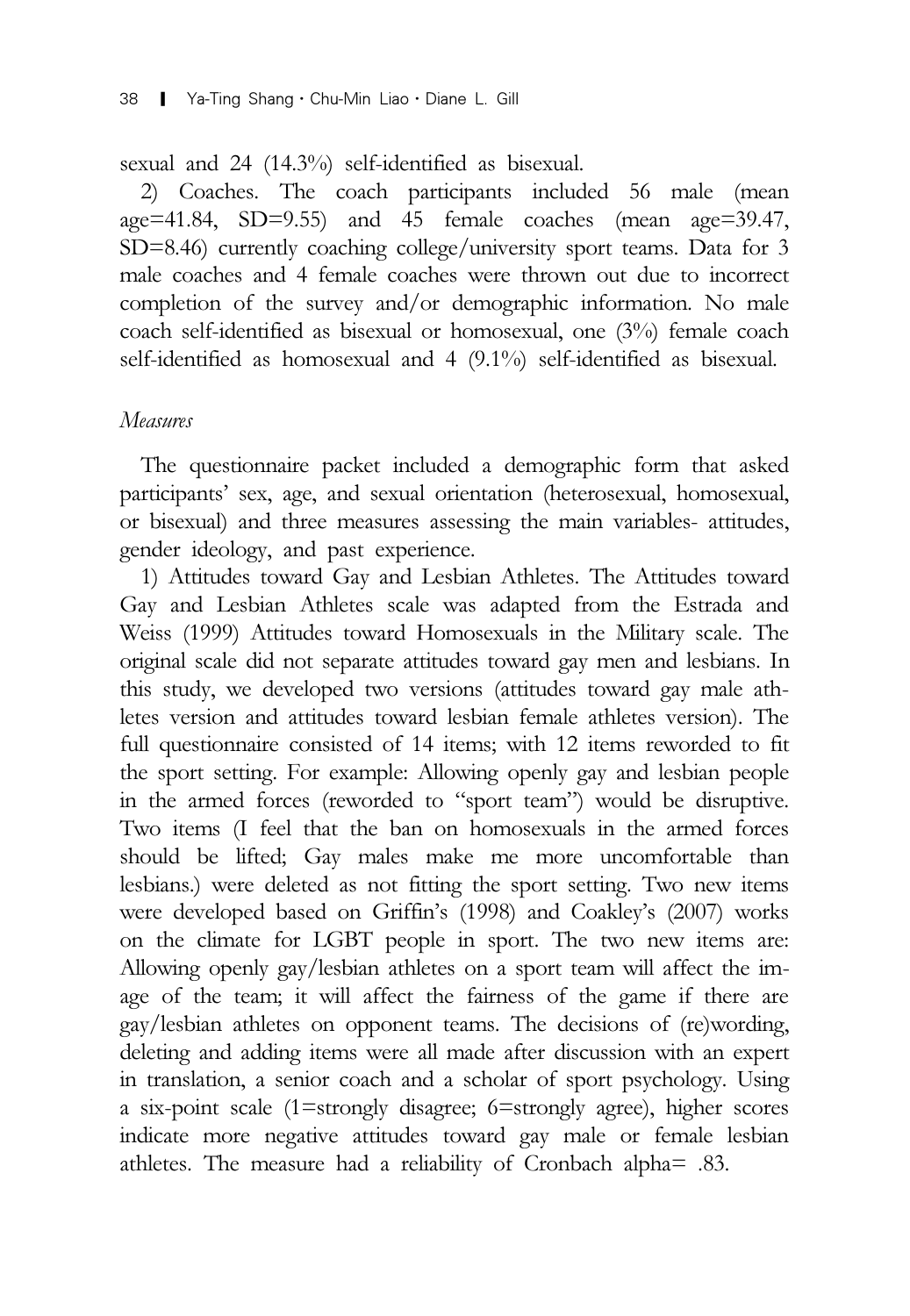sexual and 24 (14.3%) self-identified as bisexual.

2) Coaches. The coach participants included 56 male (mean age=41.84, SD=9.55) and 45 female coaches (mean age=39.47, SD=8.46) currently coaching college/university sport teams. Data for 3 male coaches and 4 female coaches were thrown out due to incorrect completion of the survey and/or demographic information. No male coach self-identified as bisexual or homosexual, one (3%) female coach self-identified as homosexual and 4 (9.1%) self-identified as bisexual.

### *Measures*

The questionnaire packet included a demographic form that asked participants' sex, age, and sexual orientation (heterosexual, homosexual, or bisexual) and three measures assessing the main variables- attitudes, gender ideology, and past experience.

1) Attitudes toward Gay and Lesbian Athletes. The Attitudes toward Gay and Lesbian Athletes scale was adapted from the Estrada and Weiss (1999) Attitudes toward Homosexuals in the Military scale. The original scale did not separate attitudes toward gay men and lesbians. In this study, we developed two versions (attitudes toward gay male athletes version and attitudes toward lesbian female athletes version). The full questionnaire consisted of 14 items; with 12 items reworded to fit the sport setting. For example: Allowing openly gay and lesbian people in the armed forces (reworded to "sport team") would be disruptive. Two items (I feel that the ban on homosexuals in the armed forces should be lifted; Gay males make me more uncomfortable than lesbians.) were deleted as not fitting the sport setting. Two new items were developed based on Griffin's (1998) and Coakley's (2007) works on the climate for LGBT people in sport. The two new items are: Allowing openly gay/lesbian athletes on a sport team will affect the image of the team; it will affect the fairness of the game if there are gay/lesbian athletes on opponent teams. The decisions of (re)wording, deleting and adding items were all made after discussion with an expert in translation, a senior coach and a scholar of sport psychology. Using a six-point scale (1=strongly disagree; 6=strongly agree), higher scores indicate more negative attitudes toward gay male or female lesbian athletes. The measure had a reliability of Cronbach alpha= .83.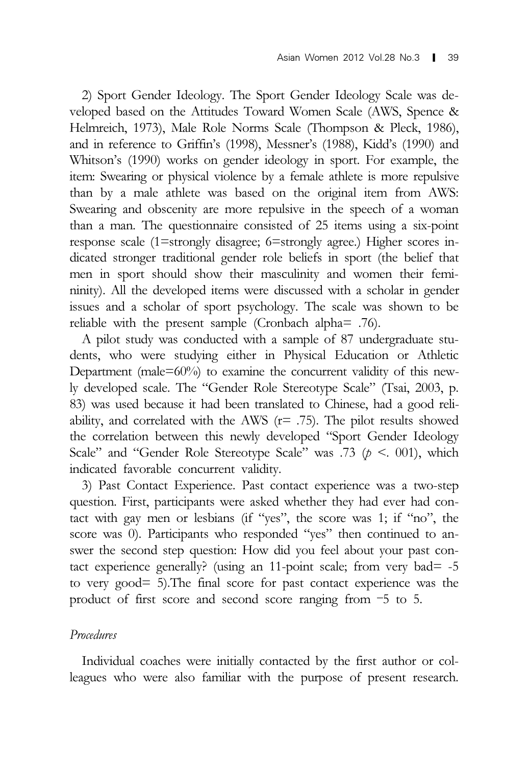2) Sport Gender Ideology. The Sport Gender Ideology Scale was developed based on the Attitudes Toward Women Scale (AWS, Spence & Helmreich, 1973), Male Role Norms Scale (Thompson & Pleck, 1986), and in reference to Griffin's (1998), Messner's (1988), Kidd's (1990) and Whitson's (1990) works on gender ideology in sport. For example, the item: Swearing or physical violence by a female athlete is more repulsive than by a male athlete was based on the original item from AWS: Swearing and obscenity are more repulsive in the speech of a woman than a man. The questionnaire consisted of 25 items using a six-point response scale (1=strongly disagree; 6=strongly agree.) Higher scores indicated stronger traditional gender role beliefs in sport (the belief that men in sport should show their masculinity and women their femininity). All the developed items were discussed with a scholar in gender issues and a scholar of sport psychology. The scale was shown to be reliable with the present sample (Cronbach alpha= .76).

A pilot study was conducted with a sample of 87 undergraduate students, who were studying either in Physical Education or Athletic Department (male=60%) to examine the concurrent validity of this newly developed scale. The "Gender Role Stereotype Scale" (Tsai, 2003, p. 83) was used because it had been translated to Chinese, had a good reliability, and correlated with the AWS ($r= .75$). The pilot results showed the correlation between this newly developed "Sport Gender Ideology Scale" and "Gender Role Stereotype Scale" was .73 ($p <. 001$), which indicated favorable concurrent validity.

3) Past Contact Experience. Past contact experience was a two-step question. First, participants were asked whether they had ever had contact with gay men or lesbians (if "yes", the score was 1; if "no", the score was 0). Participants who responded "yes" then continued to answer the second step question: How did you feel about your past contact experience generally? (using an 11-point scale; from very bad= -5 to very good= 5).The final score for past contact experience was the product of first score and second score ranging from −5 to 5.

*Procedures*

Individual coaches were initially contacted by the first author or colleagues who were also familiar with the purpose of present research.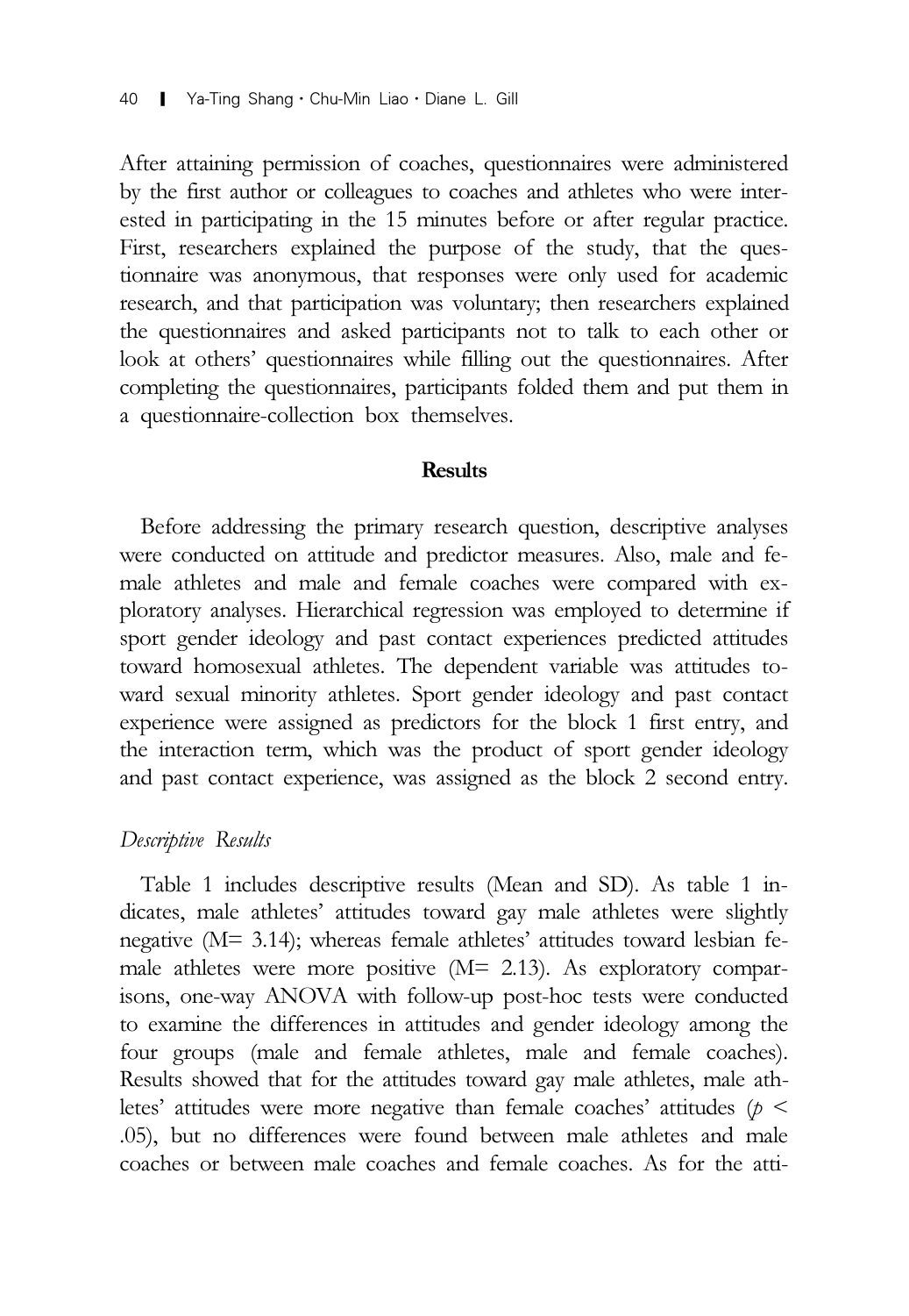After attaining permission of coaches, questionnaires were administered by the first author or colleagues to coaches and athletes who were interested in participating in the 15 minutes before or after regular practice. First, researchers explained the purpose of the study, that the questionnaire was anonymous, that responses were only used for academic research, and that participation was voluntary; then researchers explained the questionnaires and asked participants not to talk to each other or look at others' questionnaires while filling out the questionnaires. After completing the questionnaires, participants folded them and put them in a questionnaire-collection box themselves.

## Results

Before addressing the primary research question, descriptive analyses were conducted on attitude and predictor measures. Also, male and female athletes and male and female coaches were compared with exploratory analyses. Hierarchical regression was employed to determine if sport gender ideology and past contact experiences predicted attitudes toward homosexual athletes. The dependent variable was attitudes toward sexual minority athletes. Sport gender ideology and past contact experience were assigned as predictors for the block 1 first entry, and the interaction term, which was the product of sport gender ideology and past contact experience, was assigned as the block 2 second entry.

### *Descriptive Results*

Table 1 includes descriptive results (Mean and SD). As table 1 indicates, male athletes' attitudes toward gay male athletes were slightly negative ($M = 3.14$); whereas female athletes' attitudes toward lesbian female athletes were more positive ($M = 2.13$). As exploratory comparisons, one-way ANOVA with follow-up post-hoc tests were conducted to examine the differences in attitudes and gender ideology among the four groups (male and female athletes, male and female coaches). Results showed that for the attitudes toward gay male athletes, male athletes' attitudes were more negative than female coaches' attitudes ($p < .05$), but no differences were found between male athletes and male coaches or between male coaches and female coaches. As for the atti-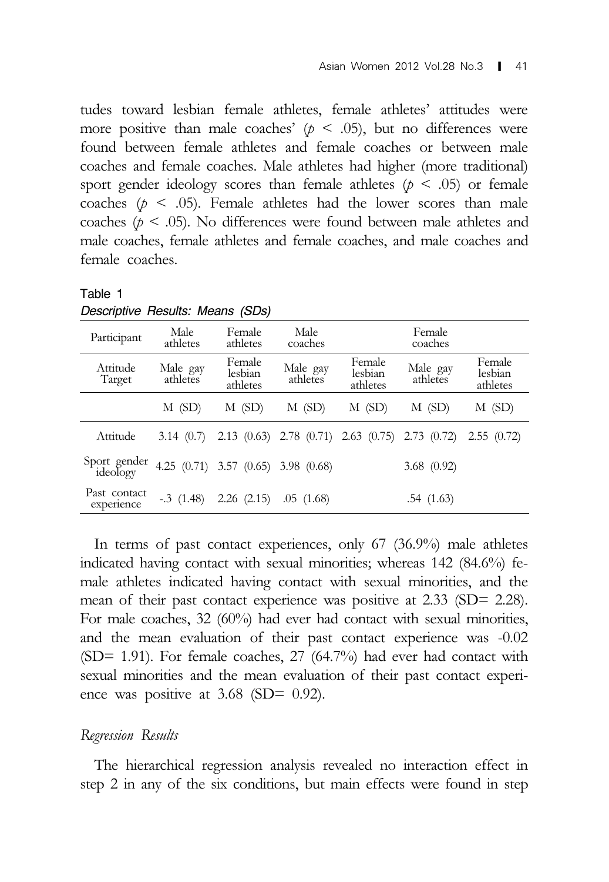tudes toward lesbian female athletes, female athletes' attitudes were more positive than male coaches' ($p < .05$), but no differences were found between female athletes and female coaches or between male coaches and female coaches. Male athletes had higher (more traditional) sport gender ideology scores than female athletes ($p < .05$) or female coaches ($p < .05$). Female athletes had the lower scores than male coaches ($p < .05$). No differences were found between male athletes and male coaches, female athletes and female coaches, and male coaches and female coaches.

Table 1
*Descriptive Results: Means (SDs)*

| Participant | Male athletes | Female athletes | Male coaches | | Female coaches | |
|---|---|---|---|---|---|---|
| Attitude Target | Male gay athletes | Female lesbian athletes | Male gay athletes | Female lesbian athletes | Male gay athletes | Female lesbian athletes |
| | M (SD) | M (SD) | M (SD) | M (SD) | M (SD) | M (SD) |
| Attitude | 3.14 (0.7) | 2.13 (0.63) | 2.78 (0.71) | 2.63 (0.75) | 2.73 (0.72) | 2.55 (0.72) |
| Sport gender ideology | 4.25 (0.71) | 3.57 (0.65) | 3.98 (0.68) | | 3.68 (0.92) | |
| Past contact experience | -.3 (1.48) | 2.26 (2.15) | .05 (1.68) | | .54 (1.63) | |

In terms of past contact experiences, only 67 (36.9%) male athletes indicated having contact with sexual minorities; whereas 142 (84.6%) female athletes indicated having contact with sexual minorities, and the mean of their past contact experience was positive at 2.33 (SD= 2.28). For male coaches, 32 (60%) had ever had contact with sexual minorities, and the mean evaluation of their past contact experience was -0.02 (SD= 1.91). For female coaches, 27 (64.7%) had ever had contact with sexual minorities and the mean evaluation of their past contact experience was positive at 3.68 (SD= 0.92).

*Regression Results*

The hierarchical regression analysis revealed no interaction effect in step 2 in any of the six conditions, but main effects were found in step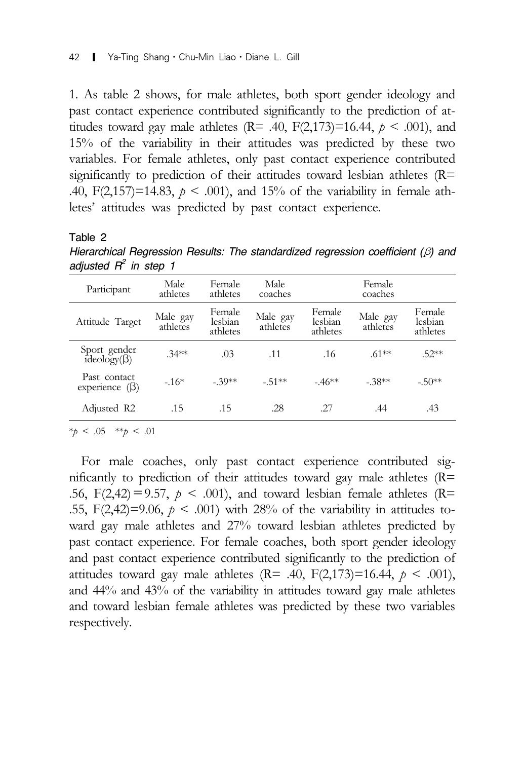1. As table 2 shows, for male athletes, both sport gender ideology and past contact experience contributed significantly to the prediction of attitudes toward gay male athletes (R= .40, F(2,173)=16.44, $p < .001$), and 15% of the variability in their attitudes was predicted by these two variables. For female athletes, only past contact experience contributed significantly to prediction of their attitudes toward lesbian athletes (R= .40, F(2,157)=14.83, $p < .001$), and 15% of the variability in female athletes' attitudes was predicted by past contact experience.

Table 2

*Hierarchical Regression Results: The standardized regression coefficient (β) and adjusted $R^2$ in step 1*

| Participant | Male athletes | Female athletes | Male coaches | Female coaches | | |
|---|---|---|---|---|---|---|
| Attitude Target | Male gay athletes | Female lesbian athletes | Male gay athletes | Female lesbian athletes | Male gay athletes | Female lesbian athletes |
| Sport gender ideology(β) | .34** | .03 | .11 | .16 | .61** | .52** |
| Past contact experience (β) | -.16* | -.39** | -.51** | -.46** | -.38** | -.50** |
| Adjusted R2 | .15 | .15 | .28 | .27 | .44 | .43 |

*$p < .05$ **$p < .01$

For male coaches, only past contact experience contributed significantly to prediction of their attitudes toward gay male athletes (R= .56, F(2,42)=9.57, $p < .001$), and toward lesbian female athletes (R= .55, F(2,42)=9.06, $p < .001$) with 28% of the variability in attitudes toward gay male athletes and 27% toward lesbian athletes predicted by past contact experience. For female coaches, both sport gender ideology and past contact experience contributed significantly to the prediction of attitudes toward gay male athletes (R= .40, F(2,173)=16.44, $p < .001$), and 44% and 43% of the variability in attitudes toward gay male athletes and toward lesbian female athletes was predicted by these two variables respectively.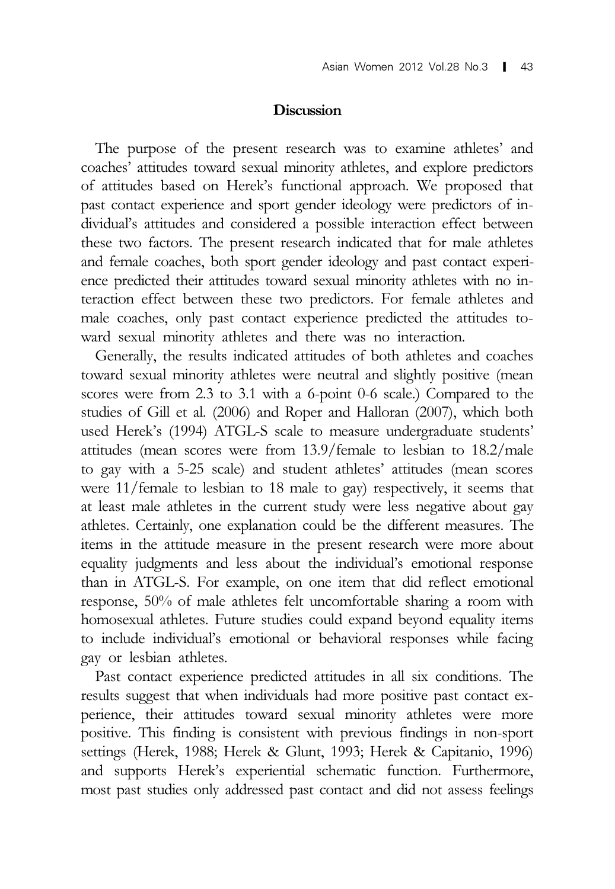## Discussion

The purpose of the present research was to examine athletes' and coaches' attitudes toward sexual minority athletes, and explore predictors of attitudes based on Herek's functional approach. We proposed that past contact experience and sport gender ideology were predictors of individual's attitudes and considered a possible interaction effect between these two factors. The present research indicated that for male athletes and female coaches, both sport gender ideology and past contact experience predicted their attitudes toward sexual minority athletes with no interaction effect between these two predictors. For female athletes and male coaches, only past contact experience predicted the attitudes toward sexual minority athletes and there was no interaction.

Generally, the results indicated attitudes of both athletes and coaches toward sexual minority athletes were neutral and slightly positive (mean scores were from 2.3 to 3.1 with a 6-point 0-6 scale.) Compared to the studies of Gill et al. (2006) and Roper and Halloran (2007), which both used Herek's (1994) ATGL-S scale to measure undergraduate students' attitudes (mean scores were from 13.9/female to lesbian to 18.2/male to gay with a 5-25 scale) and student athletes' attitudes (mean scores were 11/female to lesbian to 18 male to gay) respectively, it seems that at least male athletes in the current study were less negative about gay athletes. Certainly, one explanation could be the different measures. The items in the attitude measure in the present research were more about equality judgments and less about the individual's emotional response than in ATGL-S. For example, on one item that did reflect emotional response, 50% of male athletes felt uncomfortable sharing a room with homosexual athletes. Future studies could expand beyond equality items to include individual's emotional or behavioral responses while facing gay or lesbian athletes.

Past contact experience predicted attitudes in all six conditions. The results suggest that when individuals had more positive past contact experience, their attitudes toward sexual minority athletes were more positive. This finding is consistent with previous findings in non-sport settings (Herek, 1988; Herek & Glunt, 1993; Herek & Capitanio, 1996) and supports Herek's experiential schematic function. Furthermore, most past studies only addressed past contact and did not assess feelings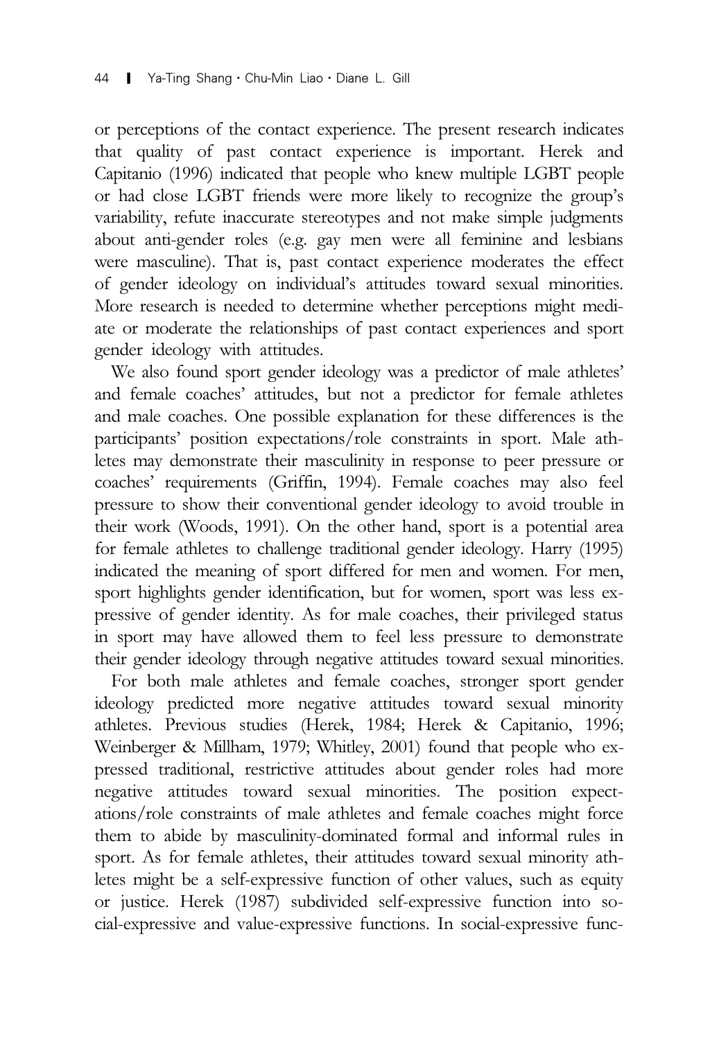or perceptions of the contact experience. The present research indicates that quality of past contact experience is important. Herek and Capitanio (1996) indicated that people who knew multiple LGBT people or had close LGBT friends were more likely to recognize the group's variability, refute inaccurate stereotypes and not make simple judgments about anti-gender roles (e.g. gay men were all feminine and lesbians were masculine). That is, past contact experience moderates the effect of gender ideology on individual's attitudes toward sexual minorities. More research is needed to determine whether perceptions might mediate or moderate the relationships of past contact experiences and sport gender ideology with attitudes.

We also found sport gender ideology was a predictor of male athletes' and female coaches' attitudes, but not a predictor for female athletes and male coaches. One possible explanation for these differences is the participants' position expectations/role constraints in sport. Male athletes may demonstrate their masculinity in response to peer pressure or coaches' requirements (Griffin, 1994). Female coaches may also feel pressure to show their conventional gender ideology to avoid trouble in their work (Woods, 1991). On the other hand, sport is a potential area for female athletes to challenge traditional gender ideology. Harry (1995) indicated the meaning of sport differed for men and women. For men, sport highlights gender identification, but for women, sport was less expressive of gender identity. As for male coaches, their privileged status in sport may have allowed them to feel less pressure to demonstrate their gender ideology through negative attitudes toward sexual minorities.

For both male athletes and female coaches, stronger sport gender ideology predicted more negative attitudes toward sexual minority athletes. Previous studies (Herek, 1984; Herek & Capitanio, 1996; Weinberger & Millham, 1979; Whitley, 2001) found that people who expressed traditional, restrictive attitudes about gender roles had more negative attitudes toward sexual minorities. The position expectations/role constraints of male athletes and female coaches might force them to abide by masculinity-dominated formal and informal rules in sport. As for female athletes, their attitudes toward sexual minority athletes might be a self-expressive function of other values, such as equity or justice. Herek (1987) subdivided self-expressive function into social-expressive and value-expressive functions. In social-expressive func-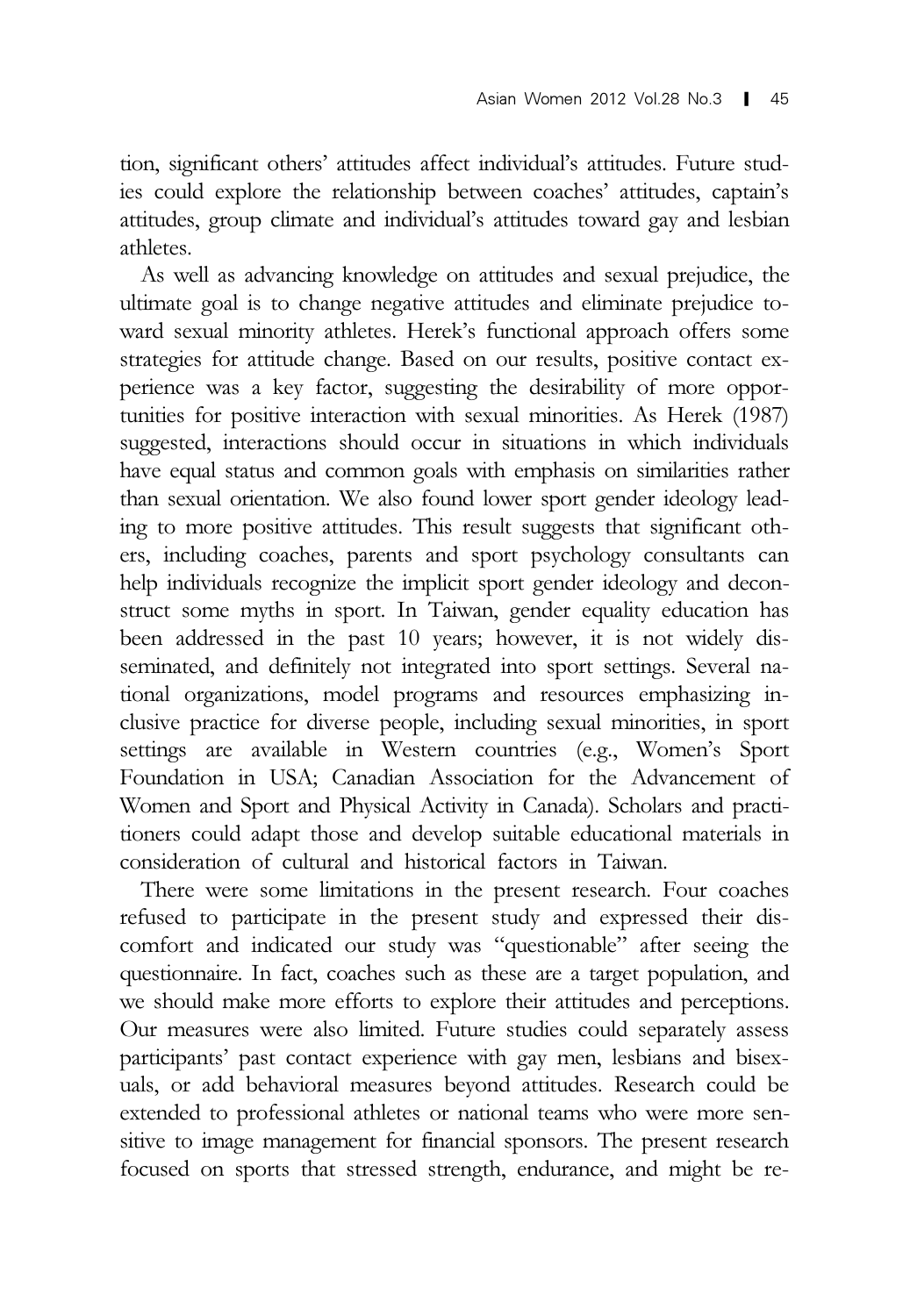tion, significant others' attitudes affect individual's attitudes. Future studies could explore the relationship between coaches' attitudes, captain's attitudes, group climate and individual's attitudes toward gay and lesbian athletes.

As well as advancing knowledge on attitudes and sexual prejudice, the ultimate goal is to change negative attitudes and eliminate prejudice toward sexual minority athletes. Herek's functional approach offers some strategies for attitude change. Based on our results, positive contact experience was a key factor, suggesting the desirability of more opportunities for positive interaction with sexual minorities. As Herek (1987) suggested, interactions should occur in situations in which individuals have equal status and common goals with emphasis on similarities rather than sexual orientation. We also found lower sport gender ideology leading to more positive attitudes. This result suggests that significant others, including coaches, parents and sport psychology consultants can help individuals recognize the implicit sport gender ideology and deconstruct some myths in sport. In Taiwan, gender equality education has been addressed in the past 10 years; however, it is not widely disseminated, and definitely not integrated into sport settings. Several national organizations, model programs and resources emphasizing inclusive practice for diverse people, including sexual minorities, in sport settings are available in Western countries (e.g., Women's Sport Foundation in USA; Canadian Association for the Advancement of Women and Sport and Physical Activity in Canada). Scholars and practitioners could adapt those and develop suitable educational materials in consideration of cultural and historical factors in Taiwan.

There were some limitations in the present research. Four coaches refused to participate in the present study and expressed their discomfort and indicated our study was "questionable" after seeing the questionnaire. In fact, coaches such as these are a target population, and we should make more efforts to explore their attitudes and perceptions. Our measures were also limited. Future studies could separately assess participants' past contact experience with gay men, lesbians and bisexuals, or add behavioral measures beyond attitudes. Research could be extended to professional athletes or national teams who were more sensitive to image management for financial sponsors. The present research focused on sports that stressed strength, endurance, and might be re-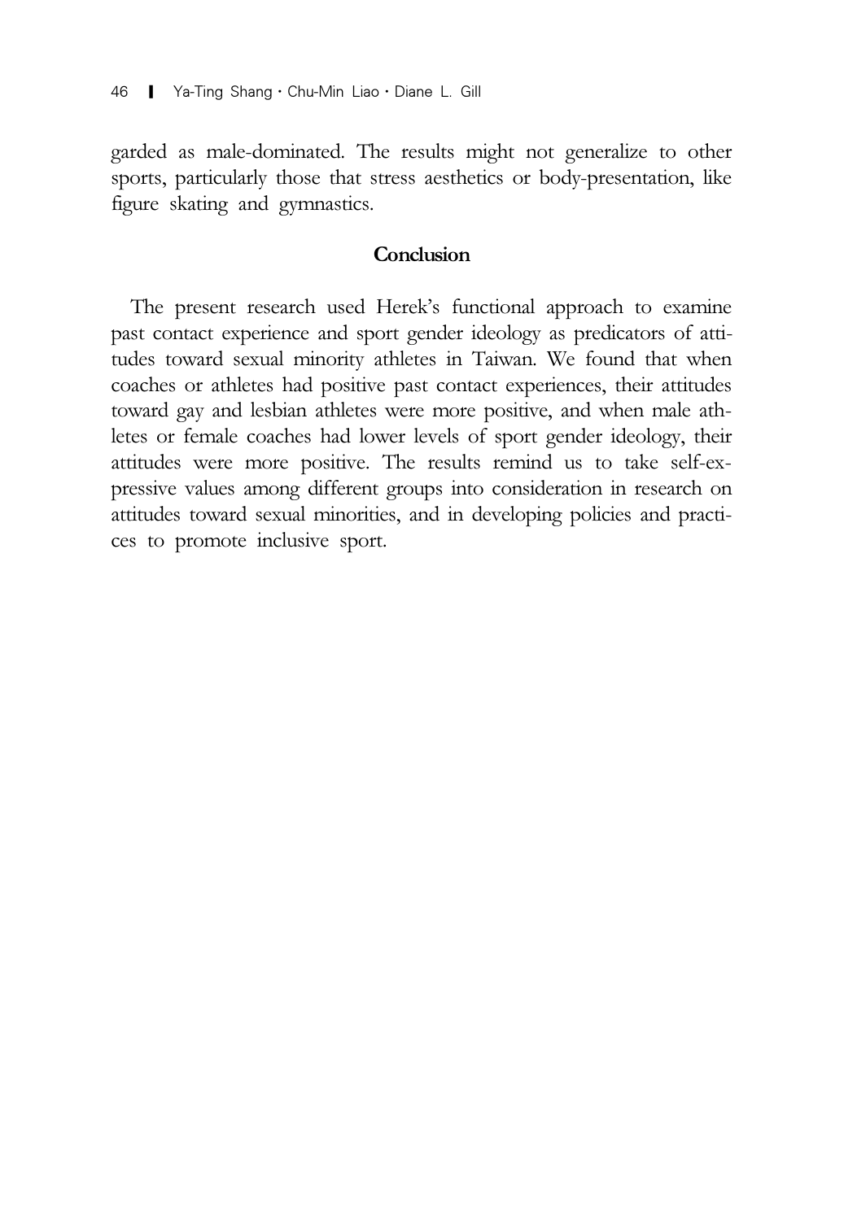garded as male-dominated. The results might not generalize to other sports, particularly those that stress aesthetics or body-presentation, like figure skating and gymnastics.

## Conclusion

The present research used Herek's functional approach to examine past contact experience and sport gender ideology as predicators of attitudes toward sexual minority athletes in Taiwan. We found that when coaches or athletes had positive past contact experiences, their attitudes toward gay and lesbian athletes were more positive, and when male athletes or female coaches had lower levels of sport gender ideology, their attitudes were more positive. The results remind us to take self-expressive values among different groups into consideration in research on attitudes toward sexual minorities, and in developing policies and practices to promote inclusive sport.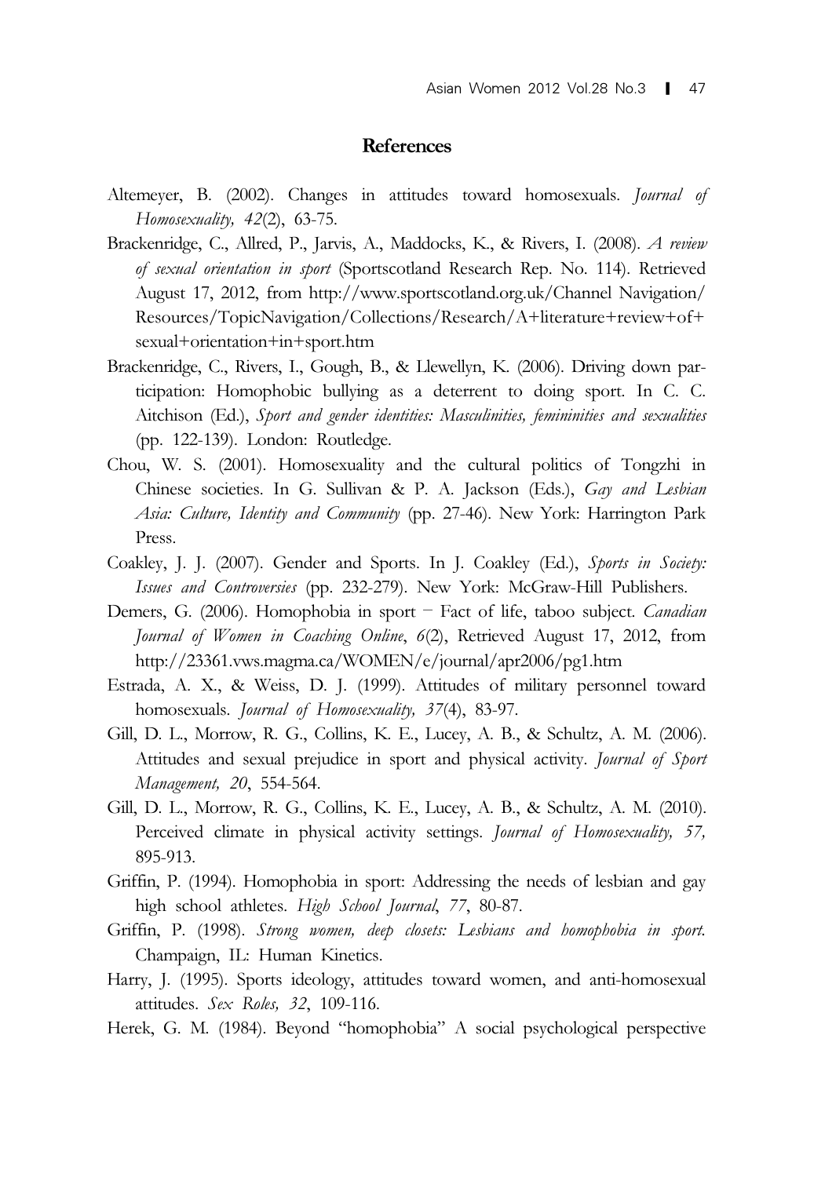## References

Altemeyer, B. (2002). Changes in attitudes toward homosexuals. *Journal of Homosexuality, 42*(2), 63-75.

Brackenridge, C., Allred, P., Jarvis, A., Maddocks, K., & Rivers, I. (2008). *A review of sexual orientation in sport* (Sportscotland Research Rep. No. 114). Retrieved August 17, 2012, from http://www.sportscotland.org.uk/Channel Navigation/Resources/TopicNavigation/Collections/Research/A+literature+review+of+sexual+orientation+in+sport.htm

Brackenridge, C., Rivers, I., Gough, B., & Llewellyn, K. (2006). Driving down participation: Homophobic bullying as a deterrent to doing sport. In C. C. Aitchison (Ed.), *Sport and gender identities: Masculinities, femininities and sexualities* (pp. 122-139). London: Routledge.

Chou, W. S. (2001). Homosexuality and the cultural politics of Tongzhi in Chinese societies. In G. Sullivan & P. A. Jackson (Eds.), *Gay and Lesbian Asia: Culture, Identity and Community* (pp. 27-46). New York: Harrington Park Press.

Coakley, J. J. (2007). Gender and Sports. In J. Coakley (Ed.), *Sports in Society: Issues and Controversies* (pp. 232-279). New York: McGraw-Hill Publishers.

Demers, G. (2006). Homophobia in sport – Fact of life, taboo subject. *Canadian Journal of Women in Coaching Online*, *6*(2), Retrieved August 17, 2012, from http://23361.vws.magma.ca/WOMEN/e/journal/apr2006/pg1.htm

Estrada, A. X., & Weiss, D. J. (1999). Attitudes of military personnel toward homosexuals. *Journal of Homosexuality, 37*(4), 83-97.

Gill, D. L., Morrow, R. G., Collins, K. E., Lucey, A. B., & Schultz, A. M. (2006). Attitudes and sexual prejudice in sport and physical activity. *Journal of Sport Management, 20*, 554-564.

Gill, D. L., Morrow, R. G., Collins, K. E., Lucey, A. B., & Schultz, A. M. (2010). Perceived climate in physical activity settings. *Journal of Homosexuality, 57,* 895-913.

Griffin, P. (1994). Homophobia in sport: Addressing the needs of lesbian and gay high school athletes. *High School Journal*, *77*, 80-87.

Griffin, P. (1998). *Strong women, deep closets: Lesbians and homophobia in sport.* Champaign, IL: Human Kinetics.

Harry, J. (1995). Sports ideology, attitudes toward women, and anti-homosexual attitudes. *Sex Roles, 32*, 109-116.

Herek, G. M. (1984). Beyond "homophobia" A social psychological perspective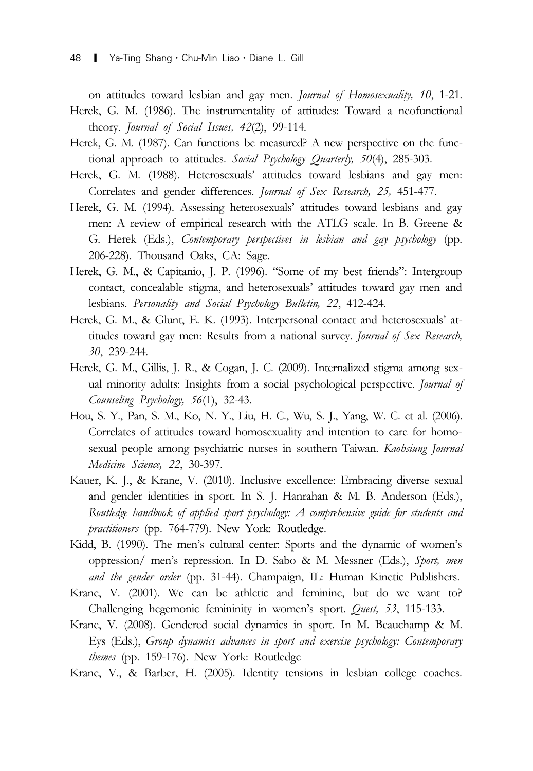on attitudes toward lesbian and gay men. *Journal of Homosexuality, 10*, 1-21.

Herek, G. M. (1986). The instrumentality of attitudes: Toward a neofunctional theory. *Journal of Social Issues, 42*(2), 99-114.

Herek, G. M. (1987). Can functions be measured? A new perspective on the functional approach to attitudes. *Social Psychology Quarterly, 50*(4), 285-303.

Herek, G. M. (1988). Heterosexuals' attitudes toward lesbians and gay men: Correlates and gender differences. *Journal of Sex Research, 25,* 451-477.

Herek, G. M. (1994). Assessing heterosexuals' attitudes toward lesbians and gay men: A review of empirical research with the ATLG scale. In B. Greene & G. Herek (Eds.), *Contemporary perspectives in lesbian and gay psychology* (pp. 206-228). Thousand Oaks, CA: Sage.

Herek, G. M., & Capitanio, J. P. (1996). "Some of my best friends": Intergroup contact, concealable stigma, and heterosexuals' attitudes toward gay men and lesbians. *Personality and Social Psychology Bulletin, 22*, 412-424.

Herek, G. M., & Glunt, E. K. (1993). Interpersonal contact and heterosexuals' attitudes toward gay men: Results from a national survey. *Journal of Sex Research, 30*, 239-244.

Herek, G. M., Gillis, J. R., & Cogan, J. C. (2009). Internalized stigma among sexual minority adults: Insights from a social psychological perspective. *Journal of Counseling Psychology, 56*(1), 32-43.

Hou, S. Y., Pan, S. M., Ko, N. Y., Liu, H. C., Wu, S. J., Yang, W. C. et al. (2006). Correlates of attitudes toward homosexuality and intention to care for homosexual people among psychiatric nurses in southern Taiwan. *Kaohsiung Journal Medicine Science, 22*, 30-397.

Kauer, K. J., & Krane, V. (2010). Inclusive excellence: Embracing diverse sexual and gender identities in sport. In S. J. Hanrahan & M. B. Anderson (Eds.), *Routledge handbook of applied sport psychology: A comprehensive guide for students and practitioners* (pp. 764-779). New York: Routledge.

Kidd, B. (1990). The men's cultural center: Sports and the dynamic of women's oppression/ men's repression. In D. Sabo & M. Messner (Eds.), *Sport, men and the gender order* (pp. 31-44). Champaign, IL: Human Kinetic Publishers.

Krane, V. (2001). We can be athletic and feminine, but do we want to? Challenging hegemonic femininity in women's sport. *Quest, 53*, 115-133.

Krane, V. (2008). Gendered social dynamics in sport. In M. Beauchamp & M. Eys (Eds.), *Group dynamics advances in sport and exercise psychology: Contemporary themes* (pp. 159-176). New York: Routledge

Krane, V., & Barber, H. (2005). Identity tensions in lesbian college coaches.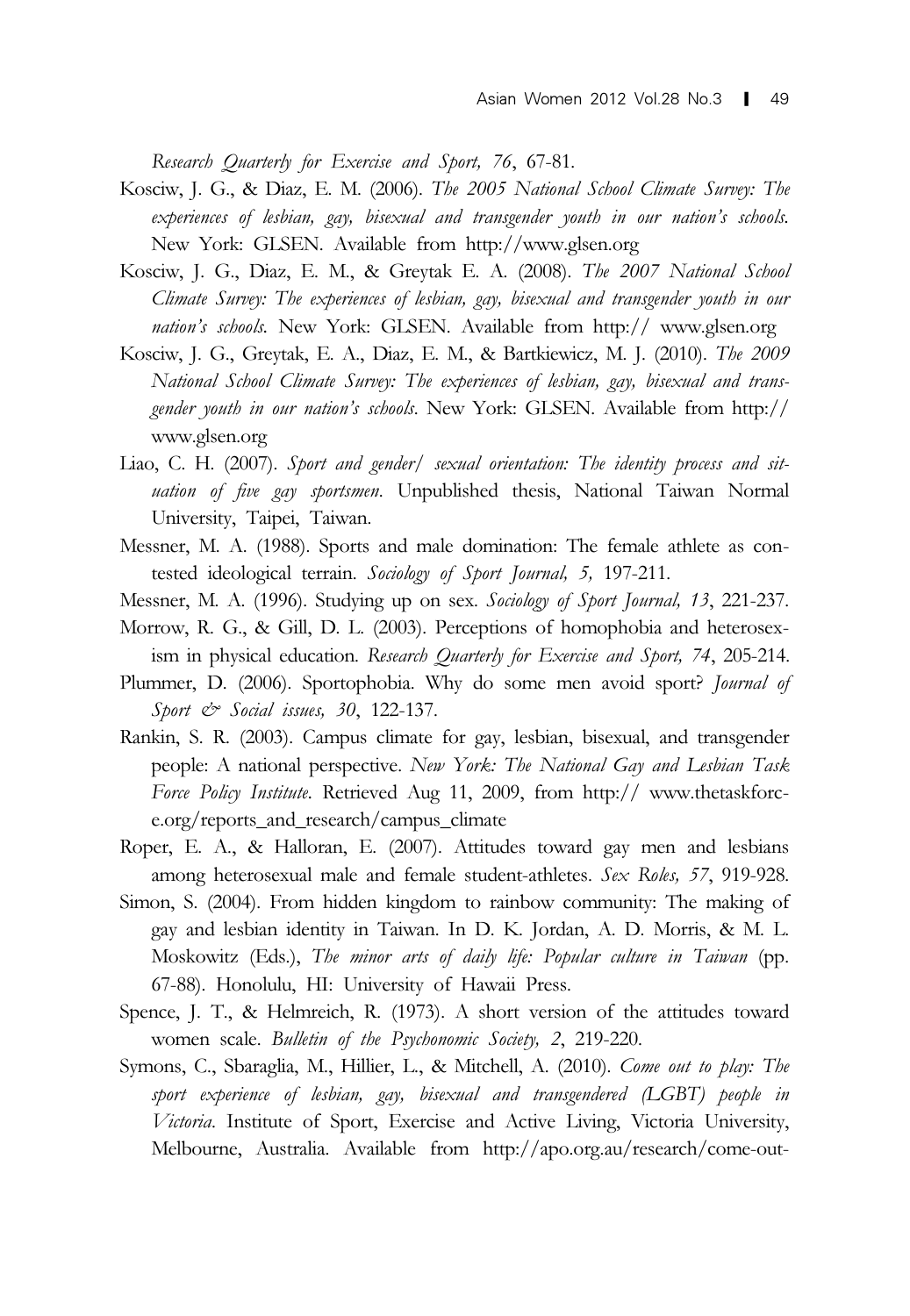*Research Quarterly for Exercise and Sport, 76*, 67-81.

Kosciw, J. G., & Diaz, E. M. (2006). *The 2005 National School Climate Survey: The experiences of lesbian, gay, bisexual and transgender youth in our nation's schools.* New York: GLSEN. Available from http://www.glsen.org

Kosciw, J. G., Diaz, E. M., & Greytak E. A. (2008). *The 2007 National School Climate Survey: The experiences of lesbian, gay, bisexual and transgender youth in our nation's schools.* New York: GLSEN. Available from http:// www.glsen.org

Kosciw, J. G., Greytak, E. A., Diaz, E. M., & Bartkiewicz, M. J. (2010). *The 2009 National School Climate Survey: The experiences of lesbian, gay, bisexual and transgender youth in our nation's schools*. New York: GLSEN. Available from http:// www.glsen.org

Liao, C. H. (2007). *Sport and gender/ sexual orientation: The identity process and situation of five gay sportsmen*. Unpublished thesis, National Taiwan Normal University, Taipei, Taiwan.

Messner, M. A. (1988). Sports and male domination: The female athlete as contested ideological terrain. *Sociology of Sport Journal, 5,* 197-211.

Messner, M. A. (1996). Studying up on sex. *Sociology of Sport Journal, 13*, 221-237.

Morrow, R. G., & Gill, D. L. (2003). Perceptions of homophobia and heterosexism in physical education. *Research Quarterly for Exercise and Sport, 74*, 205-214.

Plummer, D. (2006). Sportophobia. Why do some men avoid sport? *Journal of Sport & Social issues, 30*, 122-137.

Rankin, S. R. (2003). Campus climate for gay, lesbian, bisexual, and transgender people: A national perspective. *New York: The National Gay and Lesbian Task Force Policy Institute*. Retrieved Aug 11, 2009, from http:// www.thetaskforce.org/reports_and_research/campus_climate

Roper, E. A., & Halloran, E. (2007). Attitudes toward gay men and lesbians among heterosexual male and female student-athletes. *Sex Roles, 57*, 919-928.

Simon, S. (2004). From hidden kingdom to rainbow community: The making of gay and lesbian identity in Taiwan. In D. K. Jordan, A. D. Morris, & M. L. Moskowitz (Eds.), *The minor arts of daily life: Popular culture in Taiwan* (pp. 67-88). Honolulu, HI: University of Hawaii Press.

Spence, J. T., & Helmreich, R. (1973). A short version of the attitudes toward women scale. *Bulletin of the Psychonomic Society, 2*, 219-220.

Symons, C., Sbaraglia, M., Hillier, L., & Mitchell, A. (2010). *Come out to play: The sport experience of lesbian, gay, bisexual and transgendered (LGBT) people in Victoria*. Institute of Sport, Exercise and Active Living, Victoria University, Melbourne, Australia. Available from http://apo.org.au/research/come-out-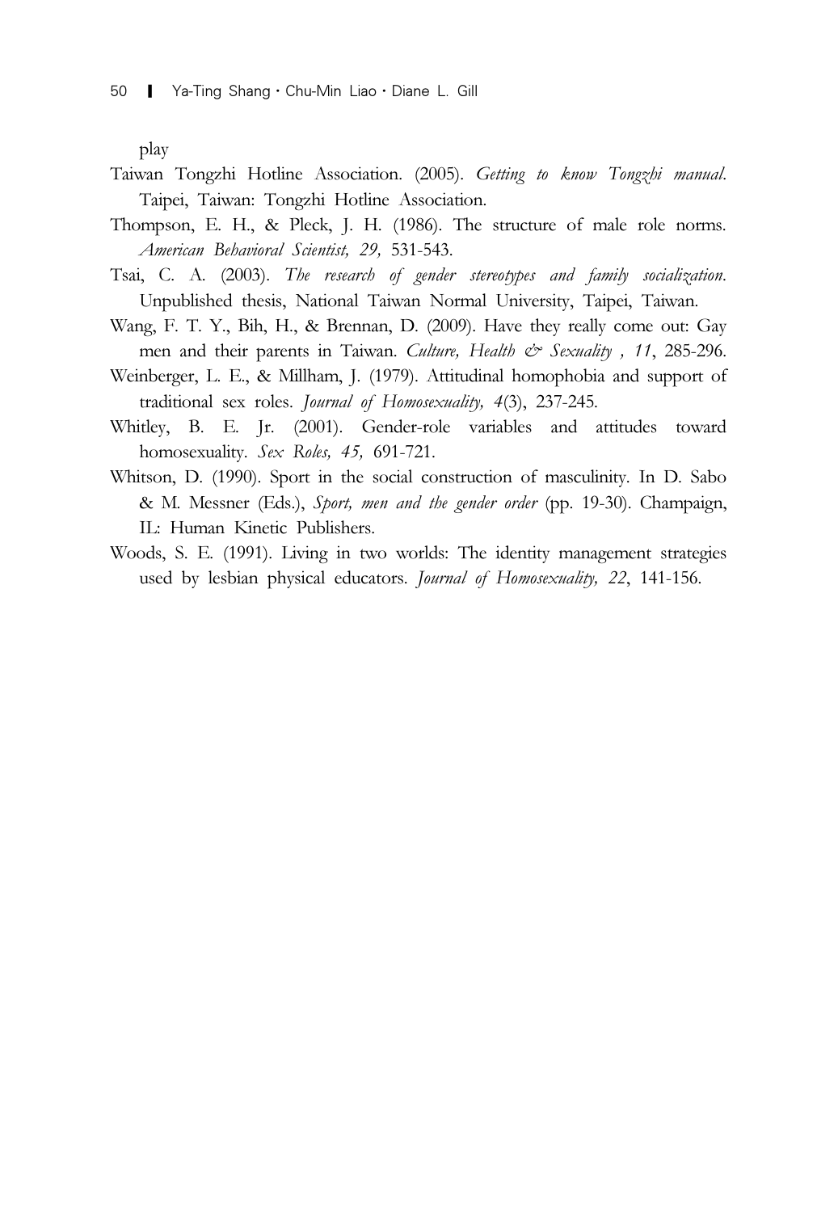play

Taiwan Tongzhi Hotline Association. (2005). *Getting to know Tongzhi manual*. Taipei, Taiwan: Tongzhi Hotline Association.

Thompson, E. H., & Pleck, J. H. (1986). The structure of male role norms. *American Behavioral Scientist, 29,* 531-543.

Tsai, C. A. (2003). *The research of gender stereotypes and family socialization*. Unpublished thesis, National Taiwan Normal University, Taipei, Taiwan.

Wang, F. T. Y., Bih, H., & Brennan, D. (2009). Have they really come out: Gay men and their parents in Taiwan. *Culture, Health & Sexuality , 11*, 285-296.

Weinberger, L. E., & Millham, J. (1979). Attitudinal homophobia and support of traditional sex roles. *Journal of Homosexuality, 4*(3), 237-245.

Whitley, B. E. Jr. (2001). Gender-role variables and attitudes toward homosexuality. *Sex Roles, 45,* 691-721.

Whitson, D. (1990). Sport in the social construction of masculinity. In D. Sabo & M. Messner (Eds.), *Sport, men and the gender order* (pp. 19-30). Champaign, IL: Human Kinetic Publishers.

Woods, S. E. (1991). Living in two worlds: The identity management strategies used by lesbian physical educators. *Journal of Homosexuality, 22*, 141-156.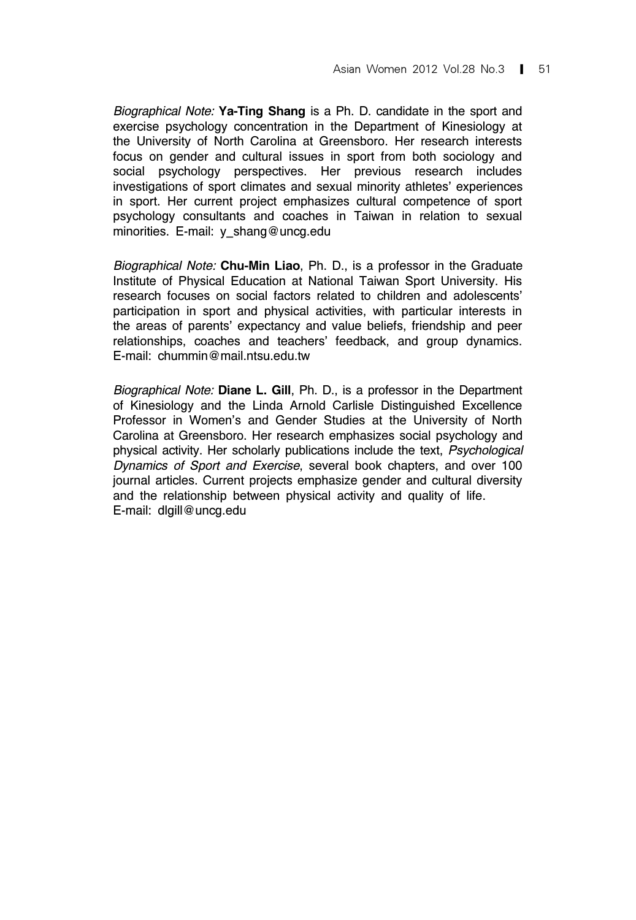*Biographical Note:* **Ya-Ting Shang** is a Ph. D. candidate in the sport and exercise psychology concentration in the Department of Kinesiology at the University of North Carolina at Greensboro. Her research interests focus on gender and cultural issues in sport from both sociology and social psychology perspectives. Her previous research includes investigations of sport climates and sexual minority athletes' experiences in sport. Her current project emphasizes cultural competence of sport psychology consultants and coaches in Taiwan in relation to sexual minorities. E-mail: y_shang@uncg.edu

*Biographical Note:* **Chu-Min Liao**, Ph. D., is a professor in the Graduate Institute of Physical Education at National Taiwan Sport University. His research focuses on social factors related to children and adolescents' participation in sport and physical activities, with particular interests in the areas of parents' expectancy and value beliefs, friendship and peer relationships, coaches and teachers' feedback, and group dynamics. E-mail: chummin@mail.ntsu.edu.tw

*Biographical Note:* **Diane L. Gill**, Ph. D., is a professor in the Department of Kinesiology and the Linda Arnold Carlisle Distinguished Excellence Professor in Women's and Gender Studies at the University of North Carolina at Greensboro. Her research emphasizes social psychology and physical activity. Her scholarly publications include the text, *Psychological Dynamics of Sport and Exercise*, several book chapters, and over 100 journal articles. Current projects emphasize gender and cultural diversity and the relationship between physical activity and quality of life. E-mail: dlgill@uncg.edu